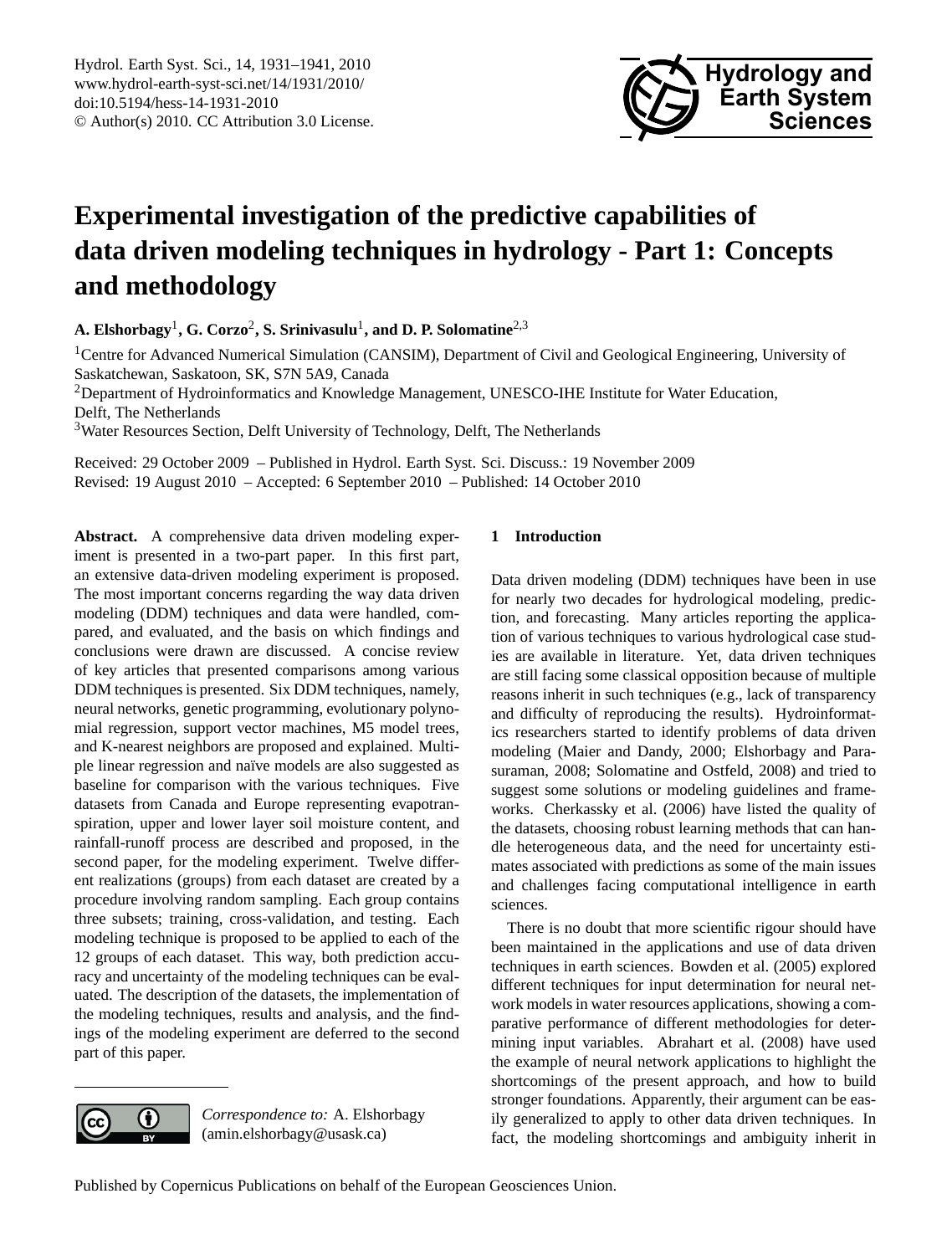# Experimental investigation of the predictive capabilities of data driven modeling techniques in hydrology - Part 1: Concepts and methodology

**A. Elshorbagy[1], G. Corzo[2], S. Srinivasulu[1], and D. P. Solomatine[2,3]**

[1]Centre for Advanced Numerical Simulation (CANSIM), Department of Civil and Geological Engineering, University of Saskatchewan, Saskatoon, SK, S7N 5A9, Canada

[2]Department of Hydroinformatics and Knowledge Management, UNESCO-IHE Institute for Water Education, Delft, The Netherlands

[3]Water Resources Section, Delft University of Technology, Delft, The Netherlands

Received: 29 October 2009 – Published in Hydrol. Earth Syst. Sci. Discuss.: 19 November 2009
Revised: 19 August 2010 – Accepted: 6 September 2010 – Published: 14 October 2010

**Abstract.** A comprehensive data driven modeling experiment is presented in a two-part paper. In this first part, an extensive data-driven modeling experiment is proposed. The most important concerns regarding the way data driven modeling (DDM) techniques and data were handled, compared, and evaluated, and the basis on which findings and conclusions were drawn are discussed. A concise review of key articles that presented comparisons among various DDM techniques is presented. Six DDM techniques, namely, neural networks, genetic programming, evolutionary polynomial regression, support vector machines, M5 model trees, and K-nearest neighbors are proposed and explained. Multiple linear regression and naïve models are also suggested as baseline for comparison with the various techniques. Five datasets from Canada and Europe representing evapotranspiration, upper and lower layer soil moisture content, and rainfall-runoff process are described and proposed, in the second paper, for the modeling experiment. Twelve different realizations (groups) from each dataset are created by a procedure involving random sampling. Each group contains three subsets; training, cross-validation, and testing. Each modeling technique is proposed to be applied to each of the 12 groups of each dataset. This way, both prediction accuracy and uncertainty of the modeling techniques can be evaluated. The description of the datasets, the implementation of the modeling techniques, results and analysis, and the findings of the modeling experiment are deferred to the second part of this paper.

*Correspondence to:* A. Elshorbagy (amin.elshorbagy@usask.ca)

## 1 Introduction

Data driven modeling (DDM) techniques have been in use for nearly two decades for hydrological modeling, prediction, and forecasting. Many articles reporting the application of various techniques to various hydrological case studies are available in literature. Yet, data driven techniques are still facing some classical opposition because of multiple reasons inherit in such techniques (e.g., lack of transparency and difficulty of reproducing the results). Hydroinformatics researchers started to identify problems of data driven modeling (Maier and Dandy, 2000; Elshorbagy and Parasuraman, 2008; Solomatine and Ostfeld, 2008) and tried to suggest some solutions or modeling guidelines and frameworks. Cherkassky et al. (2006) have listed the quality of the datasets, choosing robust learning methods that can handle heterogeneous data, and the need for uncertainty estimates associated with predictions as some of the main issues and challenges facing computational intelligence in earth sciences.

There is no doubt that more scientific rigour should have been maintained in the applications and use of data driven techniques in earth sciences. Bowden et al. (2005) explored different techniques for input determination for neural network models in water resources applications, showing a comparative performance of different methodologies for determining input variables. Abrahart et al. (2008) have used the example of neural network applications to highlight the shortcomings of the present approach, and how to build stronger foundations. Apparently, their argument can be easily generalized to apply to other data driven techniques. In fact, the modeling shortcomings and ambiguity inherit in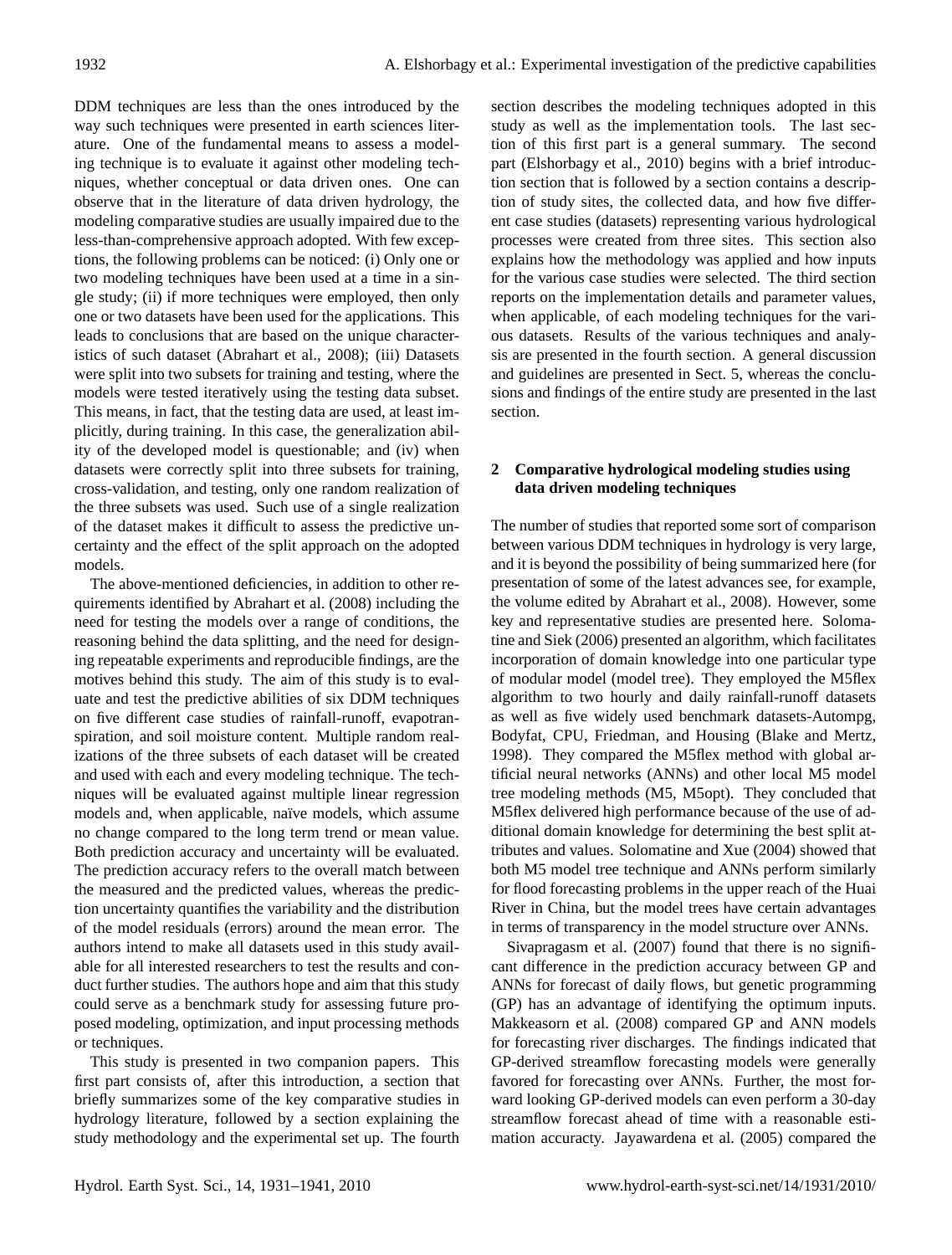DDM techniques are less than the ones introduced by the way such techniques were presented in earth sciences literature. One of the fundamental means to assess a modeling technique is to evaluate it against other modeling techniques, whether conceptual or data driven ones. One can observe that in the literature of data driven hydrology, the modeling comparative studies are usually impaired due to the less-than-comprehensive approach adopted. With few exceptions, the following problems can be noticed: (i) Only one or two modeling techniques have been used at a time in a single study; (ii) if more techniques were employed, then only one or two datasets have been used for the applications. This leads to conclusions that are based on the unique characteristics of such dataset (Abrahart et al., 2008); (iii) Datasets were split into two subsets for training and testing, where the models were tested iteratively using the testing data subset. This means, in fact, that the testing data are used, at least implicitly, during training. In this case, the generalization ability of the developed model is questionable; and (iv) when datasets were correctly split into three subsets for training, cross-validation, and testing, only one random realization of the three subsets was used. Such use of a single realization of the dataset makes it difficult to assess the predictive uncertainty and the effect of the split approach on the adopted models.

The above-mentioned deficiencies, in addition to other requirements identified by Abrahart et al. (2008) including the need for testing the models over a range of conditions, the reasoning behind the data splitting, and the need for designing repeatable experiments and reproducible findings, are the motives behind this study. The aim of this study is to evaluate and test the predictive abilities of six DDM techniques on five different case studies of rainfall-runoff, evapotranspiration, and soil moisture content. Multiple random realizations of the three subsets of each dataset will be created and used with each and every modeling technique. The techniques will be evaluated against multiple linear regression models and, when applicable, naïve models, which assume no change compared to the long term trend or mean value. Both prediction accuracy and uncertainty will be evaluated. The prediction accuracy refers to the overall match between the measured and the predicted values, whereas the prediction uncertainty quantifies the variability and the distribution of the model residuals (errors) around the mean error. The authors intend to make all datasets used in this study available for all interested researchers to test the results and conduct further studies. The authors hope and aim that this study could serve as a benchmark study for assessing future proposed modeling, optimization, and input processing methods or techniques.

This study is presented in two companion papers. This first part consists of, after this introduction, a section that briefly summarizes some of the key comparative studies in hydrology literature, followed by a section explaining the study methodology and the experimental set up. The fourth section describes the modeling techniques adopted in this study as well as the implementation tools. The last section of this first part is a general summary. The second part (Elshorbagy et al., 2010) begins with a brief introduction section that is followed by a section contains a description of study sites, the collected data, and how five different case studies (datasets) representing various hydrological processes were created from three sites. This section also explains how the methodology was applied and how inputs for the various case studies were selected. The third section reports on the implementation details and parameter values, when applicable, of each modeling techniques for the various datasets. Results of the various techniques and analysis are presented in the fourth section. A general discussion and guidelines are presented in Sect. 5, whereas the conclusions and findings of the entire study are presented in the last section.

## 2 Comparative hydrological modeling studies using data driven modeling techniques

The number of studies that reported some sort of comparison between various DDM techniques in hydrology is very large, and it is beyond the possibility of being summarized here (for presentation of some of the latest advances see, for example, the volume edited by Abrahart et al., 2008). However, some key and representative studies are presented here. Solomatine and Siek (2006) presented an algorithm, which facilitates incorporation of domain knowledge into one particular type of modular model (model tree). They employed the M5flex algorithm to two hourly and daily rainfall-runoff datasets as well as five widely used benchmark datasets-Autompg, Bodyfat, CPU, Friedman, and Housing (Blake and Mertz, 1998). They compared the M5flex method with global artificial neural networks (ANNs) and other local M5 model tree modeling methods (M5, M5opt). They concluded that M5flex delivered high performance because of the use of additional domain knowledge for determining the best split attributes and values. Solomatine and Xue (2004) showed that both M5 model tree technique and ANNs perform similarly for flood forecasting problems in the upper reach of the Huai River in China, but the model trees have certain advantages in terms of transparency in the model structure over ANNs.

Sivapragasm et al. (2007) found that there is no significant difference in the prediction accuracy between GP and ANNs for forecast of daily flows, but genetic programming (GP) has an advantage of identifying the optimum inputs. Makkeasorn et al. (2008) compared GP and ANN models for forecasting river discharges. The findings indicated that GP-derived streamflow forecasting models were generally favored for forecasting over ANNs. Further, the most forward looking GP-derived models can even perform a 30-day streamflow forecast ahead of time with a reasonable estimation accuracty. Jayawardena et al. (2005) compared the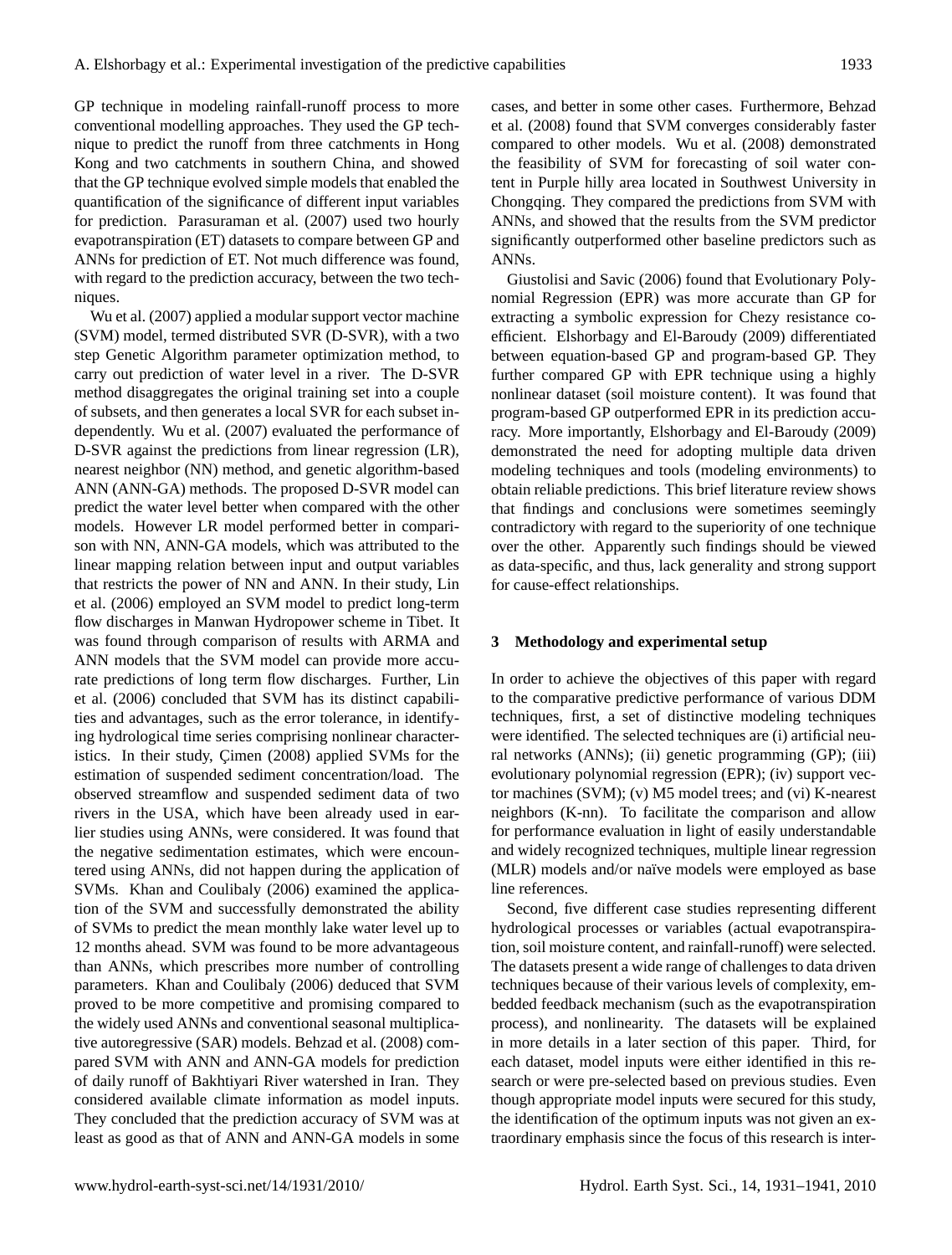GP technique in modeling rainfall-runoff process to more conventional modelling approaches. They used the GP technique to predict the runoff from three catchments in Hong Kong and two catchments in southern China, and showed that the GP technique evolved simple models that enabled the quantification of the significance of different input variables for prediction. Parasuraman et al. (2007) used two hourly evapotranspiration (ET) datasets to compare between GP and ANNs for prediction of ET. Not much difference was found, with regard to the prediction accuracy, between the two techniques.

Wu et al. (2007) applied a modular support vector machine (SVM) model, termed distributed SVR (D-SVR), with a two step Genetic Algorithm parameter optimization method, to carry out prediction of water level in a river. The D-SVR method disaggregates the original training set into a couple of subsets, and then generates a local SVR for each subset independently. Wu et al. (2007) evaluated the performance of D-SVR against the predictions from linear regression (LR), nearest neighbor (NN) method, and genetic algorithm-based ANN (ANN-GA) methods. The proposed D-SVR model can predict the water level better when compared with the other models. However LR model performed better in comparison with NN, ANN-GA models, which was attributed to the linear mapping relation between input and output variables that restricts the power of NN and ANN. In their study, Lin et al. (2006) employed an SVM model to predict long-term flow discharges in Manwan Hydropower scheme in Tibet. It was found through comparison of results with ARMA and ANN models that the SVM model can provide more accurate predictions of long term flow discharges. Further, Lin et al. (2006) concluded that SVM has its distinct capabilities and advantages, such as the error tolerance, in identifying hydrological time series comprising nonlinear characteristics. In their study, Çimen (2008) applied SVMs for the estimation of suspended sediment concentration/load. The observed streamflow and suspended sediment data of two rivers in the USA, which have been already used in earlier studies using ANNs, were considered. It was found that the negative sedimentation estimates, which were encountered using ANNs, did not happen during the application of SVMs. Khan and Coulibaly (2006) examined the application of the SVM and successfully demonstrated the ability of SVMs to predict the mean monthly lake water level up to 12 months ahead. SVM was found to be more advantageous than ANNs, which prescribes more number of controlling parameters. Khan and Coulibaly (2006) deduced that SVM proved to be more competitive and promising compared to the widely used ANNs and conventional seasonal multiplicative autoregressive (SAR) models. Behzad et al. (2008) compared SVM with ANN and ANN-GA models for prediction of daily runoff of Bakhtiyari River watershed in Iran. They considered available climate information as model inputs. They concluded that the prediction accuracy of SVM was at least as good as that of ANN and ANN-GA models in some cases, and better in some other cases. Furthermore, Behzad et al. (2008) found that SVM converges considerably faster compared to other models. Wu et al. (2008) demonstrated the feasibility of SVM for forecasting of soil water content in Purple hilly area located in Southwest University in Chongqing. They compared the predictions from SVM with ANNs, and showed that the results from the SVM predictor significantly outperformed other baseline predictors such as ANNs.

Giustolisi and Savic (2006) found that Evolutionary Polynomial Regression (EPR) was more accurate than GP for extracting a symbolic expression for Chezy resistance coefficient. Elshorbagy and El-Baroudy (2009) differentiated between equation-based GP and program-based GP. They further compared GP with EPR technique using a highly nonlinear dataset (soil moisture content). It was found that program-based GP outperformed EPR in its prediction accuracy. More importantly, Elshorbagy and El-Baroudy (2009) demonstrated the need for adopting multiple data driven modeling techniques and tools (modeling environments) to obtain reliable predictions. This brief literature review shows that findings and conclusions were sometimes seemingly contradictory with regard to the superiority of one technique over the other. Apparently such findings should be viewed as data-specific, and thus, lack generality and strong support for cause-effect relationships.

## 3 Methodology and experimental setup

In order to achieve the objectives of this paper with regard to the comparative predictive performance of various DDM techniques, first, a set of distinctive modeling techniques were identified. The selected techniques are (i) artificial neural networks (ANNs); (ii) genetic programming (GP); (iii) evolutionary polynomial regression (EPR); (iv) support vector machines (SVM); (v) M5 model trees; and (vi) K-nearest neighbors (K-nn). To facilitate the comparison and allow for performance evaluation in light of easily understandable and widely recognized techniques, multiple linear regression (MLR) models and/or naïve models were employed as base line references.

Second, five different case studies representing different hydrological processes or variables (actual evapotranspiration, soil moisture content, and rainfall-runoff) were selected. The datasets present a wide range of challenges to data driven techniques because of their various levels of complexity, embedded feedback mechanism (such as the evapotranspiration process), and nonlinearity. The datasets will be explained in more details in a later section of this paper. Third, for each dataset, model inputs were either identified in this research or were pre-selected based on previous studies. Even though appropriate model inputs were secured for this study, the identification of the optimum inputs was not given an extraordinary emphasis since the focus of this research is inter-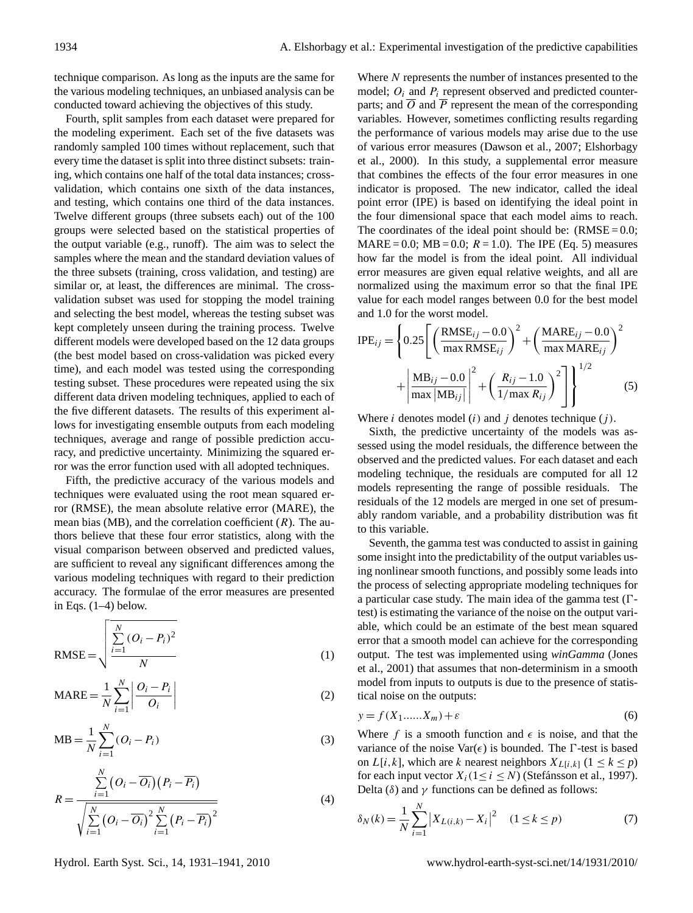technique comparison. As long as the inputs are the same for the various modeling techniques, an unbiased analysis can be conducted toward achieving the objectives of this study.

Fourth, split samples from each dataset were prepared for the modeling experiment. Each set of the five datasets was randomly sampled 100 times without replacement, such that every time the dataset is split into three distinct subsets: training, which contains one half of the total data instances; cross-validation, which contains one sixth of the data instances, and testing, which contains one third of the data instances. Twelve different groups (three subsets each) out of the 100 groups were selected based on the statistical properties of the output variable (e.g., runoff). The aim was to select the samples where the mean and the standard deviation values of the three subsets (training, cross validation, and testing) are similar or, at least, the differences are minimal. The cross-validation subset was used for stopping the model training and selecting the best model, whereas the testing subset was kept completely unseen during the training process. Twelve different models were developed based on the 12 data groups (the best model based on cross-validation was picked every time), and each model was tested using the corresponding testing subset. These procedures were repeated using the six different data driven modeling techniques, applied to each of the five different datasets. The results of this experiment allows for investigating ensemble outputs from each modeling techniques, average and range of possible prediction accuracy, and predictive uncertainty. Minimizing the squared error was the error function used with all adopted techniques.

Fifth, the predictive accuracy of the various models and techniques were evaluated using the root mean squared error (RMSE), the mean absolute relative error (MARE), the mean bias (MB), and the correlation coefficient ($R$). The authors believe that these four error statistics, along with the visual comparison between observed and predicted values, are sufficient to reveal any significant differences among the various modeling techniques with regard to their prediction accuracy. The formulae of the error measures are presented in Eqs. (1–4) below.

$$\mathrm{RMSE} = \sqrt{\frac{\sum\limits_{i=1}^{N}(O_i - P_i)^2}{N}} \tag{1}$$

$$\mathrm{MARE} = \frac{1}{N}\sum_{i=1}^{N}\left|\frac{O_i - P_i}{O_i}\right| \tag{2}$$

$$\mathrm{MB} = \frac{1}{N}\sum_{i=1}^{N}(O_i - P_i) \tag{3}$$

$$R = \frac{\sum\limits_{i=1}^{N}\left(O_i - \overline{O_i}\right)\left(P_i - \overline{P_i}\right)}{\sqrt{\sum\limits_{i=1}^{N}\left(O_i - \overline{O_i}\right)^2 \sum\limits_{i=1}^{N}\left(P_i - \overline{P_i}\right)^2}} \tag{4}$$

Where $N$ represents the number of instances presented to the model; $O_i$ and $P_i$ represent observed and predicted counterparts; and $\overline{O}$ and $\overline{P}$ represent the mean of the corresponding variables. However, sometimes conflicting results regarding the performance of various models may arise due to the use of various error measures (Dawson et al., 2007; Elshorbagy et al., 2000). In this study, a supplemental error measure that combines the effects of the four error measures in one indicator is proposed. The new indicator, called the ideal point error (IPE) is based on identifying the ideal point in the four dimensional space that each model aims to reach. The coordinates of the ideal point should be: (RMSE = 0.0; MARE = 0.0; MB = 0.0; $R$ = 1.0). The IPE (Eq. 5) measures how far the model is from the ideal point. All individual error measures are given equal relative weights, and all are normalized using the maximum error so that the final IPE value for each model ranges between 0.0 for the best model and 1.0 for the worst model.

$$\mathrm{IPE}_{ij} = \left\{0.25\left[\left(\frac{\mathrm{RMSE}_{ij} - 0.0}{\max \mathrm{RMSE}_{ij}}\right)^2 + \left(\frac{\mathrm{MARE}_{ij} - 0.0}{\max \mathrm{MARE}_{ij}}\right)^2 + \left|\frac{\mathrm{MB}_{ij} - 0.0}{\max\left|\mathrm{MB}_{ij}\right|}\right|^2 + \left(\frac{R_{ij} - 1.0}{1/\max R_{ij}}\right)^2\right]\right\}^{1/2} \tag{5}$$

Where $i$ denotes model ($i$) and $j$ denotes technique ($j$).

Sixth, the predictive uncertainty of the models was assessed using the model residuals, the difference between the observed and the predicted values. For each dataset and each modeling technique, the residuals are computed for all 12 models representing the range of possible residuals. The residuals of the 12 models are merged in one set of presumably random variable, and a probability distribution was fit to this variable.

Seventh, the gamma test was conducted to assist in gaining some insight into the predictability of the output variables using nonlinear smooth functions, and possibly some leads into the process of selecting appropriate modeling techniques for a particular case study. The main idea of the gamma test ($\Gamma$-test) is estimating the variance of the noise on the output variable, which could be an estimate of the best mean squared error that a smooth model can achieve for the corresponding output. The test was implemented using *winGamma* (Jones et al., 2001) that assumes that non-determinism in a smooth model from inputs to outputs is due to the presence of statistical noise on the outputs:

$$y = f(X_1 \ldots\ldots X_m) + \varepsilon \tag{6}$$

Where $f$ is a smooth function and $\epsilon$ is noise, and that the variance of the noise Var($\epsilon$) is bounded. The $\Gamma$-test is based on $L[i,k]$, which are $k$ nearest neighbors $X_{L[i,k]}$ $(1 \le k \le p)$ for each input vector $X_i (1 \le i \le N)$ (Stefánsson et al., 1997). Delta ($\delta$) and $\gamma$ functions can be defined as follows:

$$\delta_N(k) = \frac{1}{N}\sum_{i=1}^{N}\left|X_{L(i,k)} - X_i\right|^2 \quad (1 \le k \le p) \tag{7}$$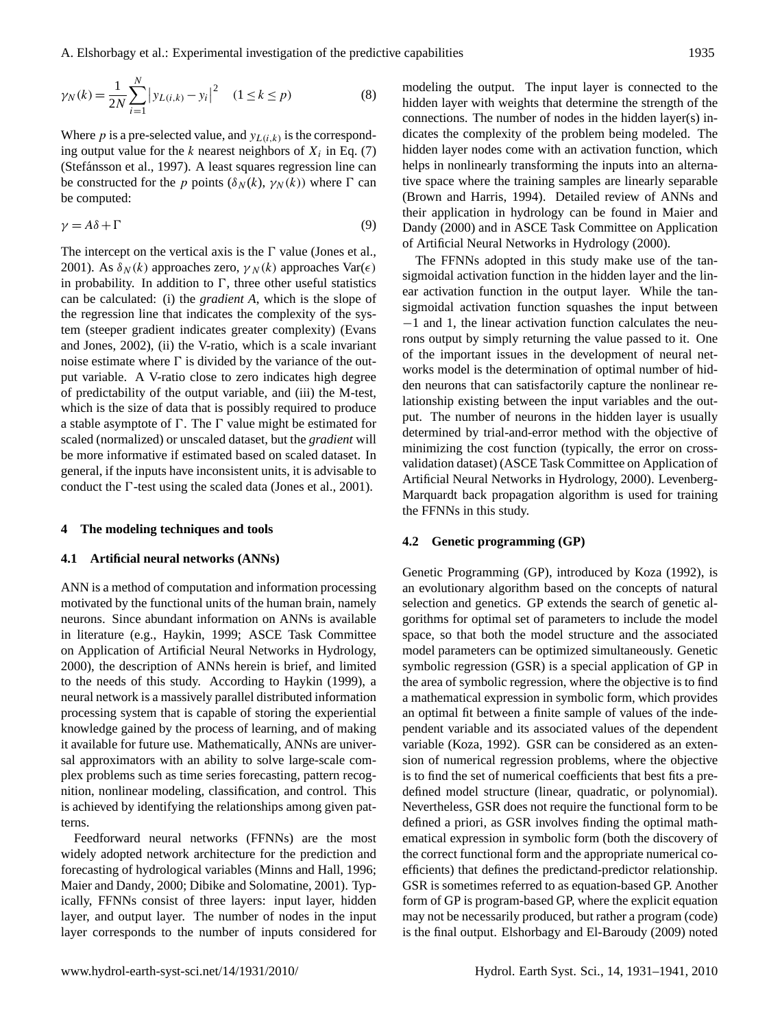$$\gamma_N(k) = \frac{1}{2N}\sum_{i=1}^{N}\left|y_{L(i,k)} - y_i\right|^2 \quad (1 \le k \le p) \tag{8}$$

Where $p$ is a pre-selected value, and $y_{L(i,k)}$ is the corresponding output value for the $k$ nearest neighbors of $X_i$ in Eq. (7) (Stefánsson et al., 1997). A least squares regression line can be constructed for the $p$ points ($\delta_N(k)$, $\gamma_N(k)$) where $\Gamma$ can be computed:

$$\gamma = A\delta + \Gamma \tag{9}$$

The intercept on the vertical axis is the $\Gamma$ value (Jones et al., 2001). As $\delta_N(k)$ approaches zero, $\gamma_N(k)$ approaches $\mathrm{Var}(\epsilon)$ in probability. In addition to $\Gamma$, three other useful statistics can be calculated: (i) the *gradient A*, which is the slope of the regression line that indicates the complexity of the system (steeper gradient indicates greater complexity) (Evans and Jones, 2002), (ii) the V-ratio, which is a scale invariant noise estimate where $\Gamma$ is divided by the variance of the output variable. A V-ratio close to zero indicates high degree of predictability of the output variable, and (iii) the M-test, which is the size of data that is possibly required to produce a stable asymptote of $\Gamma$. The $\Gamma$ value might be estimated for scaled (normalized) or unscaled dataset, but the *gradient* will be more informative if estimated based on scaled dataset. In general, if the inputs have inconsistent units, it is advisable to conduct the $\Gamma$-test using the scaled data (Jones et al., 2001).

## 4 The modeling techniques and tools

### 4.1 Artificial neural networks (ANNs)

ANN is a method of computation and information processing motivated by the functional units of the human brain, namely neurons. Since abundant information on ANNs is available in literature (e.g., Haykin, 1999; ASCE Task Committee on Application of Artificial Neural Networks in Hydrology, 2000), the description of ANNs herein is brief, and limited to the needs of this study. According to Haykin (1999), a neural network is a massively parallel distributed information processing system that is capable of storing the experiential knowledge gained by the process of learning, and of making it available for future use. Mathematically, ANNs are universal approximators with an ability to solve large-scale complex problems such as time series forecasting, pattern recognition, nonlinear modeling, classification, and control. This is achieved by identifying the relationships among given patterns.

Feedforward neural networks (FFNNs) are the most widely adopted network architecture for the prediction and forecasting of hydrological variables (Minns and Hall, 1996; Maier and Dandy, 2000; Dibike and Solomatine, 2001). Typically, FFNNs consist of three layers: input layer, hidden layer, and output layer. The number of nodes in the input layer corresponds to the number of inputs considered for modeling the output. The input layer is connected to the hidden layer with weights that determine the strength of the connections. The number of nodes in the hidden layer(s) indicates the complexity of the problem being modeled. The hidden layer nodes come with an activation function, which helps in nonlinearly transforming the inputs into an alternative space where the training samples are linearly separable (Brown and Harris, 1994). Detailed review of ANNs and their application in hydrology can be found in Maier and Dandy (2000) and in ASCE Task Committee on Application of Artificial Neural Networks in Hydrology (2000).

The FFNNs adopted in this study make use of the tan-sigmoidal activation function in the hidden layer and the linear activation function in the output layer. While the tan-sigmoidal activation function squashes the input between $-1$ and 1, the linear activation function calculates the neurons output by simply returning the value passed to it. One of the important issues in the development of neural networks model is the determination of optimal number of hidden neurons that can satisfactorily capture the nonlinear relationship existing between the input variables and the output. The number of neurons in the hidden layer is usually determined by trial-and-error method with the objective of minimizing the cost function (typically, the error on cross-validation dataset) (ASCE Task Committee on Application of Artificial Neural Networks in Hydrology, 2000). Levenberg-Marquardt back propagation algorithm is used for training the FFNNs in this study.

### 4.2 Genetic programming (GP)

Genetic Programming (GP), introduced by Koza (1992), is an evolutionary algorithm based on the concepts of natural selection and genetics. GP extends the search of genetic algorithms for optimal set of parameters to include the model space, so that both the model structure and the associated model parameters can be optimized simultaneously. Genetic symbolic regression (GSR) is a special application of GP in the area of symbolic regression, where the objective is to find a mathematical expression in symbolic form, which provides an optimal fit between a finite sample of values of the independent variable and its associated values of the dependent variable (Koza, 1992). GSR can be considered as an extension of numerical regression problems, where the objective is to find the set of numerical coefficients that best fits a pre-defined model structure (linear, quadratic, or polynomial). Nevertheless, GSR does not require the functional form to be defined a priori, as GSR involves finding the optimal mathematical expression in symbolic form (both the discovery of the correct functional form and the appropriate numerical coefficients) that defines the predictand-predictor relationship. GSR is sometimes referred to as equation-based GP. Another form of GP is program-based GP, where the explicit equation may not be necessarily produced, but rather a program (code) is the final output. Elshorbagy and El-Baroudy (2009) noted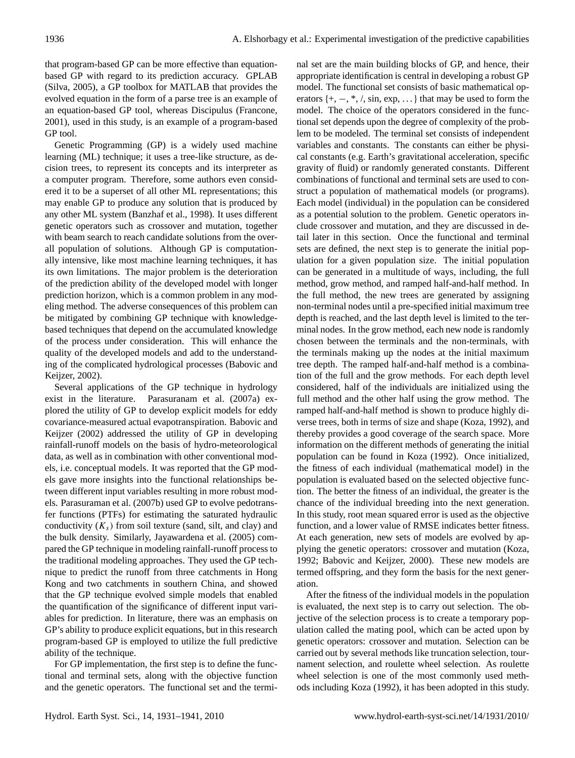that program-based GP can be more effective than equation-based GP with regard to its prediction accuracy. GPLAB (Silva, 2005), a GP toolbox for MATLAB that provides the evolved equation in the form of a parse tree is an example of an equation-based GP tool, whereas Discipulus (Francone, 2001), used in this study, is an example of a program-based GP tool.

Genetic Programming (GP) is a widely used machine learning (ML) technique; it uses a tree-like structure, as decision trees, to represent its concepts and its interpreter as a computer program. Therefore, some authors even considered it to be a superset of all other ML representations; this may enable GP to produce any solution that is produced by any other ML system (Banzhaf et al., 1998). It uses different genetic operators such as crossover and mutation, together with beam search to reach candidate solutions from the overall population of solutions. Although GP is computationally intensive, like most machine learning techniques, it has its own limitations. The major problem is the deterioration of the prediction ability of the developed model with longer prediction horizon, which is a common problem in any modeling method. The adverse consequences of this problem can be mitigated by combining GP technique with knowledge-based techniques that depend on the accumulated knowledge of the process under consideration. This will enhance the quality of the developed models and add to the understanding of the complicated hydrological processes (Babovic and Keijzer, 2002).

Several applications of the GP technique in hydrology exist in the literature. Parasuranam et al. (2007a) explored the utility of GP to develop explicit models for eddy covariance-measured actual evapotranspiration. Babovic and Keijzer (2002) addressed the utility of GP in developing rainfall-runoff models on the basis of hydro-meteorological data, as well as in combination with other conventional models, i.e. conceptual models. It was reported that the GP models gave more insights into the functional relationships between different input variables resulting in more robust models. Parasuraman et al. (2007b) used GP to evolve pedotransfer functions (PTFs) for estimating the saturated hydraulic conductivity ($K_s$) from soil texture (sand, silt, and clay) and the bulk density. Similarly, Jayawardena et al. (2005) compared the GP technique in modeling rainfall-runoff process to the traditional modeling approaches. They used the GP technique to predict the runoff from three catchments in Hong Kong and two catchments in southern China, and showed that the GP technique evolved simple models that enabled the quantification of the significance of different input variables for prediction. In literature, there was an emphasis on GP's ability to produce explicit equations, but in this research program-based GP is employed to utilize the full predictive ability of the technique.

For GP implementation, the first step is to define the functional and terminal sets, along with the objective function and the genetic operators. The functional set and the terminal set are the main building blocks of GP, and hence, their appropriate identification is central in developing a robust GP model. The functional set consists of basic mathematical operators {+, −, *, /, sin, exp, ...} that may be used to form the model. The choice of the operators considered in the functional set depends upon the degree of complexity of the problem to be modeled. The terminal set consists of independent variables and constants. The constants can either be physical constants (e.g. Earth's gravitational acceleration, specific gravity of fluid) or randomly generated constants. Different combinations of functional and terminal sets are used to construct a population of mathematical models (or programs). Each model (individual) in the population can be considered as a potential solution to the problem. Genetic operators include crossover and mutation, and they are discussed in detail later in this section. Once the functional and terminal sets are defined, the next step is to generate the initial population for a given population size. The initial population can be generated in a multitude of ways, including, the full method, grow method, and ramped half-and-half method. In the full method, the new trees are generated by assigning non-terminal nodes until a pre-specified initial maximum tree depth is reached, and the last depth level is limited to the terminal nodes. In the grow method, each new node is randomly chosen between the terminals and the non-terminals, with the terminals making up the nodes at the initial maximum tree depth. The ramped half-and-half method is a combination of the full and the grow methods. For each depth level considered, half of the individuals are initialized using the full method and the other half using the grow method. The ramped half-and-half method is shown to produce highly diverse trees, both in terms of size and shape (Koza, 1992), and thereby provides a good coverage of the search space. More information on the different methods of generating the initial population can be found in Koza (1992). Once initialized, the fitness of each individual (mathematical model) in the population is evaluated based on the selected objective function. The better the fitness of an individual, the greater is the chance of the individual breeding into the next generation. In this study, root mean squared error is used as the objective function, and a lower value of RMSE indicates better fitness. At each generation, new sets of models are evolved by applying the genetic operators: crossover and mutation (Koza, 1992; Babovic and Keijzer, 2000). These new models are termed offspring, and they form the basis for the next generation.

After the fitness of the individual models in the population is evaluated, the next step is to carry out selection. The objective of the selection process is to create a temporary population called the mating pool, which can be acted upon by genetic operators: crossover and mutation. Selection can be carried out by several methods like truncation selection, tournament selection, and roulette wheel selection. As roulette wheel selection is one of the most commonly used methods including Koza (1992), it has been adopted in this study.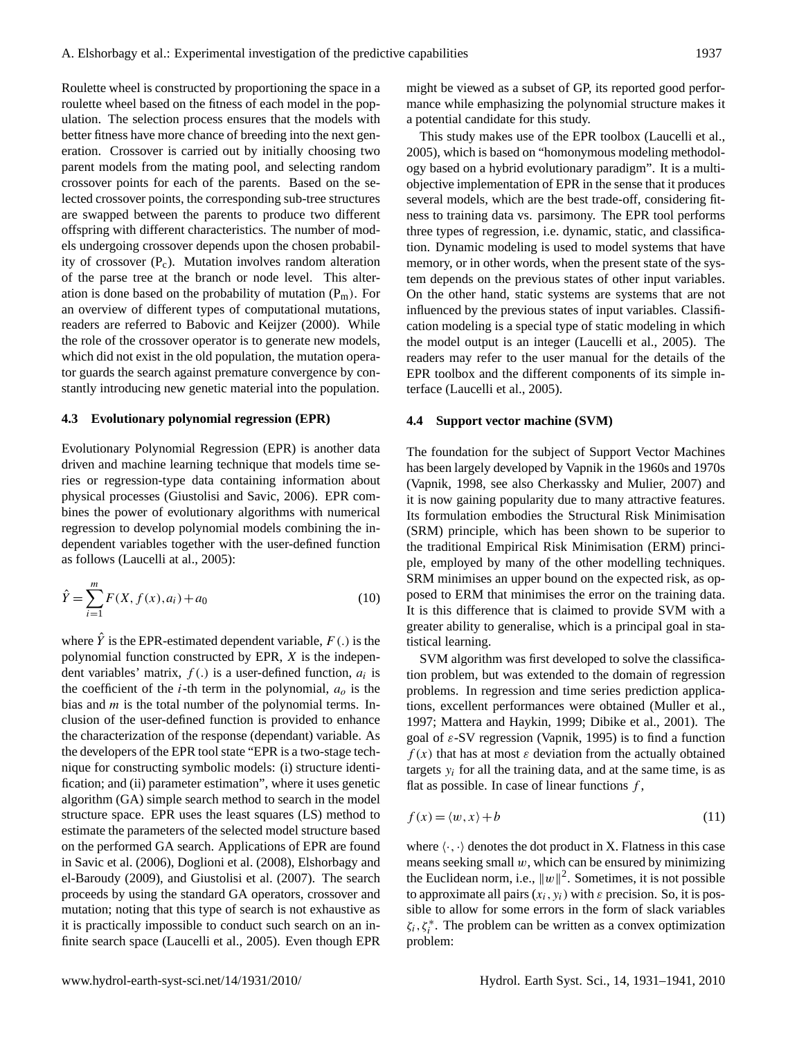Roulette wheel is constructed by proportioning the space in a roulette wheel based on the fitness of each model in the population. The selection process ensures that the models with better fitness have more chance of breeding into the next generation. Crossover is carried out by initially choosing two parent models from the mating pool, and selecting random crossover points for each of the parents. Based on the selected crossover points, the corresponding sub-tree structures are swapped between the parents to produce two different offspring with different characteristics. The number of models undergoing crossover depends upon the chosen probability of crossover ($P_c$). Mutation involves random alteration of the parse tree at the branch or node level. This alteration is done based on the probability of mutation ($P_m$). For an overview of different types of computational mutations, readers are referred to Babovic and Keijzer (2000). While the role of the crossover operator is to generate new models, which did not exist in the old population, the mutation operator guards the search against premature convergence by constantly introducing new genetic material into the population.

### 4.3 Evolutionary polynomial regression (EPR)

Evolutionary Polynomial Regression (EPR) is another data driven and machine learning technique that models time series or regression-type data containing information about physical processes (Giustolisi and Savic, 2006). EPR combines the power of evolutionary algorithms with numerical regression to develop polynomial models combining the independent variables together with the user-defined function as follows (Laucelli at al., 2005):

$$\hat{Y} = \sum_{i=1}^{m} F(X, f(x), a_i) + a_0 \tag{10}$$

where $\hat{Y}$ is the EPR-estimated dependent variable, $F(.)$ is the polynomial function constructed by EPR, $X$ is the independent variables' matrix, $f(.)$ is a user-defined function, $a_i$ is the coefficient of the $i$-th term in the polynomial, $a_o$ is the bias and $m$ is the total number of the polynomial terms. Inclusion of the user-defined function is provided to enhance the characterization of the response (dependant) variable. As the developers of the EPR tool state "EPR is a two-stage technique for constructing symbolic models: (i) structure identification; and (ii) parameter estimation", where it uses genetic algorithm (GA) simple search method to search in the model structure space. EPR uses the least squares (LS) method to estimate the parameters of the selected model structure based on the performed GA search. Applications of EPR are found in Savic et al. (2006), Doglioni et al. (2008), Elshorbagy and el-Baroudy (2009), and Giustolisi et al. (2007). The search proceeds by using the standard GA operators, crossover and mutation; noting that this type of search is not exhaustive as it is practically impossible to conduct such search on an infinite search space (Laucelli et al., 2005). Even though EPR might be viewed as a subset of GP, its reported good performance while emphasizing the polynomial structure makes it a potential candidate for this study.

This study makes use of the EPR toolbox (Laucelli et al., 2005), which is based on "homonymous modeling methodology based on a hybrid evolutionary paradigm". It is a multi-objective implementation of EPR in the sense that it produces several models, which are the best trade-off, considering fitness to training data vs. parsimony. The EPR tool performs three types of regression, i.e. dynamic, static, and classification. Dynamic modeling is used to model systems that have memory, or in other words, when the present state of the system depends on the previous states of other input variables. On the other hand, static systems are systems that are not influenced by the previous states of input variables. Classification modeling is a special type of static modeling in which the model output is an integer (Laucelli et al., 2005). The readers may refer to the user manual for the details of the EPR toolbox and the different components of its simple interface (Laucelli et al., 2005).

### 4.4 Support vector machine (SVM)

The foundation for the subject of Support Vector Machines has been largely developed by Vapnik in the 1960s and 1970s (Vapnik, 1998, see also Cherkassky and Mulier, 2007) and it is now gaining popularity due to many attractive features. Its formulation embodies the Structural Risk Minimisation (SRM) principle, which has been shown to be superior to the traditional Empirical Risk Minimisation (ERM) principle, employed by many of the other modelling techniques. SRM minimises an upper bound on the expected risk, as opposed to ERM that minimises the error on the training data. It is this difference that is claimed to provide SVM with a greater ability to generalise, which is a principal goal in statistical learning.

SVM algorithm was first developed to solve the classification problem, but was extended to the domain of regression problems. In regression and time series prediction applications, excellent performances were obtained (Muller et al., 1997; Mattera and Haykin, 1999; Dibike et al., 2001). The goal of $\varepsilon$-SV regression (Vapnik, 1995) is to find a function $f(x)$ that has at most $\varepsilon$ deviation from the actually obtained targets $y_i$ for all the training data, and at the same time, is as flat as possible. In case of linear functions $f$,

$$f(x) = \langle w, x \rangle + b \tag{11}$$

where $\langle \cdot, \cdot \rangle$ denotes the dot product in X. Flatness in this case means seeking small $w$, which can be ensured by minimizing the Euclidean norm, i.e., $\|w\|^2$. Sometimes, it is not possible to approximate all pairs $(x_i, y_i)$ with $\varepsilon$ precision. So, it is possible to allow for some errors in the form of slack variables $\zeta_i, \zeta_i^*$. The problem can be written as a convex optimization problem: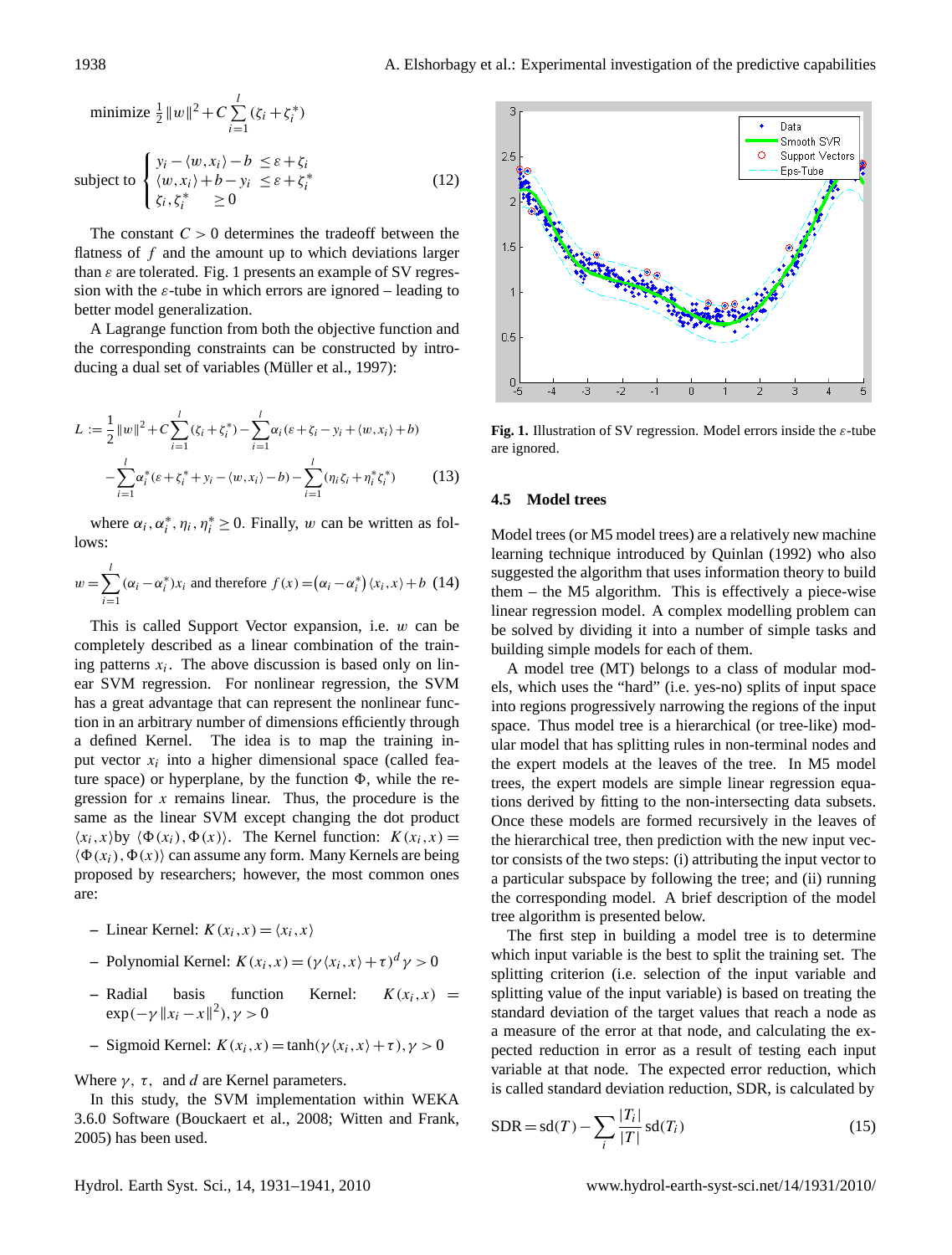$$\text{minimize } \frac{1}{2}\|w\|^2 + C\sum_{i=1}^{l}(\zeta_i + \zeta_i^*)$$

$$\text{subject to } \begin{cases} y_i - \langle w, x_i \rangle - b & \leq \varepsilon + \zeta_i \\ \langle w, x_i \rangle + b - y_i & \leq \varepsilon + \zeta_i^* \\ \zeta_i, \zeta_i^* & \geq 0 \end{cases} \tag{12}$$

The constant $C > 0$ determines the tradeoff between the flatness of $f$ and the amount up to which deviations larger than $\varepsilon$ are tolerated. Fig. 1 presents an example of SV regression with the $\varepsilon$-tube in which errors are ignored – leading to better model generalization.

A Lagrange function from both the objective function and the corresponding constraints can be constructed by introducing a dual set of variables (Müller et al., 1997):

$$L := \frac{1}{2}\|w\|^2 + C\sum_{i=1}^{l}(\zeta_i + \zeta_i^*) - \sum_{i=1}^{l}\alpha_i(\varepsilon + \zeta_i - y_i + \langle w, x_i \rangle + b)$$
$$-\sum_{i=1}^{l}\alpha_i^*(\varepsilon + \zeta_i^* + y_i - \langle w, x_i \rangle - b) - \sum_{i=1}^{l}(\eta_i\zeta_i + \eta_i^*\zeta_i^*) \tag{13}$$

where $\alpha_i, \alpha_i^*, \eta_i, \eta_i^* \geq 0$. Finally, $w$ can be written as follows:

$$w = \sum_{i=1}^{l}(\alpha_i - \alpha_i^*)x_i \text{ and therefore } f(x) = (\alpha_i - \alpha_i^*)\langle x_i, x \rangle + b \tag{14}$$

This is called Support Vector expansion, i.e. $w$ can be completely described as a linear combination of the training patterns $x_i$. The above discussion is based only on linear SVM regression. For nonlinear regression, the SVM has a great advantage that can represent the nonlinear function in an arbitrary number of dimensions efficiently through a defined Kernel. The idea is to map the training input vector $x_i$ into a higher dimensional space (called feature space) or hyperplane, by the function $\Phi$, while the regression for $x$ remains linear. Thus, the procedure is the same as the linear SVM except changing the dot product $\langle x_i, x \rangle$by $\langle \Phi(x_i), \Phi(x) \rangle$. The Kernel function: $K(x_i, x) = \langle \Phi(x_i), \Phi(x) \rangle$ can assume any form. Many Kernels are being proposed by researchers; however, the most common ones are:

- Linear Kernel: $K(x_i, x) = \langle x_i, x \rangle$
- Polynomial Kernel: $K(x_i, x) = (\gamma\langle x_i, x \rangle + \tau)^d \gamma > 0$
- Radial basis function Kernel: $K(x_i, x) = \exp(-\gamma\|x_i - x\|^2), \gamma > 0$
- Sigmoid Kernel: $K(x_i, x) = \tanh(\gamma\langle x_i, x \rangle + \tau), \gamma > 0$

Where $\gamma$, $\tau$, and $d$ are Kernel parameters.

In this study, the SVM implementation within WEKA 3.6.0 Software (Bouckaert et al., 2008; Witten and Frank, 2005) has been used.

**Fig. 1.** Illustration of SV regression. Model errors inside the $\varepsilon$-tube are ignored.

### 4.5 Model trees

Model trees (or M5 model trees) are a relatively new machine learning technique introduced by Quinlan (1992) who also suggested the algorithm that uses information theory to build them – the M5 algorithm. This is effectively a piece-wise linear regression model. A complex modelling problem can be solved by dividing it into a number of simple tasks and building simple models for each of them.

A model tree (MT) belongs to a class of modular models, which uses the "hard" (i.e. yes-no) splits of input space into regions progressively narrowing the regions of the input space. Thus model tree is a hierarchical (or tree-like) modular model that has splitting rules in non-terminal nodes and the expert models at the leaves of the tree. In M5 model trees, the expert models are simple linear regression equations derived by fitting to the non-intersecting data subsets. Once these models are formed recursively in the leaves of the hierarchical tree, then prediction with the new input vector consists of the two steps: (i) attributing the input vector to a particular subspace by following the tree; and (ii) running the corresponding model. A brief description of the model tree algorithm is presented below.

The first step in building a model tree is to determine which input variable is the best to split the training set. The splitting criterion (i.e. selection of the input variable and splitting value of the input variable) is based on treating the standard deviation of the target values that reach a node as a measure of the error at that node, and calculating the expected reduction in error as a result of testing each input variable at that node. The expected error reduction, which is called standard deviation reduction, SDR, is calculated by

$$\text{SDR} = \text{sd}(T) - \sum_i \frac{|T_i|}{|T|}\text{sd}(T_i) \tag{15}$$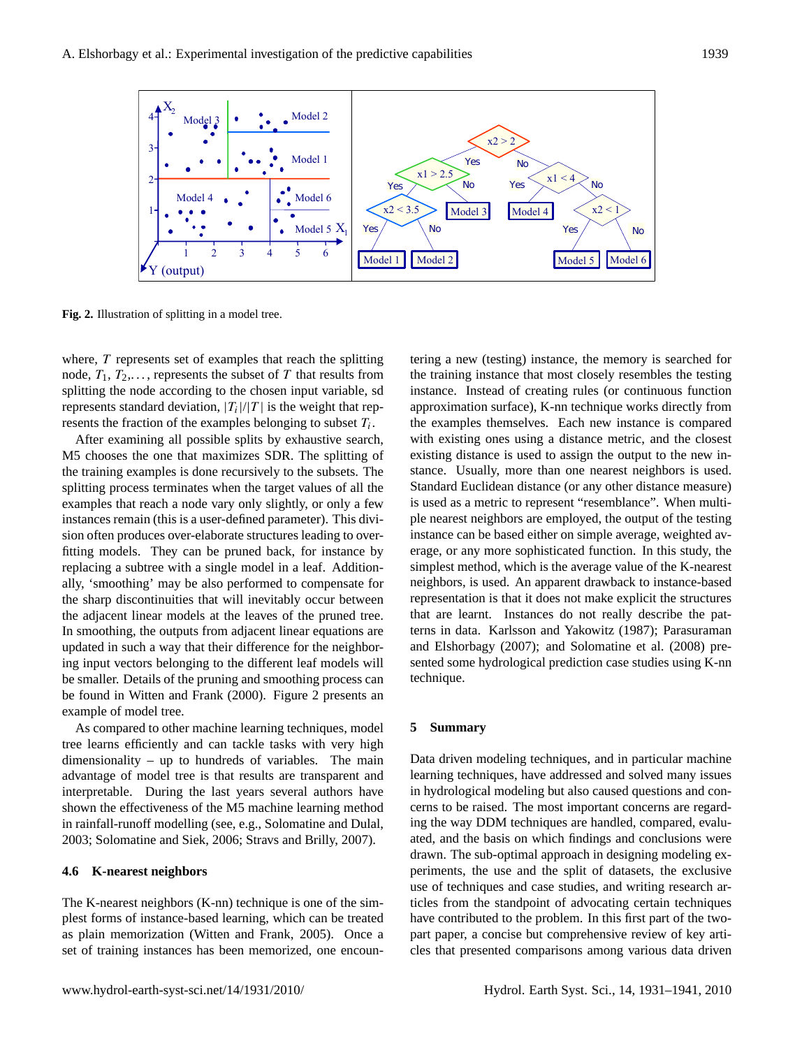Fig. 2. Illustration of splitting in a model tree.

where, $T$ represents set of examples that reach the splitting node, $T_1$, $T_2$,..., represents the subset of $T$ that results from splitting the node according to the chosen input variable, sd represents standard deviation, $|T_i|/|T|$ is the weight that represents the fraction of the examples belonging to subset $T_i$.

After examining all possible splits by exhaustive search, M5 chooses the one that maximizes SDR. The splitting of the training examples is done recursively to the subsets. The splitting process terminates when the target values of all the examples that reach a node vary only slightly, or only a few instances remain (this is a user-defined parameter). This division often produces over-elaborate structures leading to overfitting models. They can be pruned back, for instance by replacing a subtree with a single model in a leaf. Additionally, 'smoothing' may be also performed to compensate for the sharp discontinuities that will inevitably occur between the adjacent linear models at the leaves of the pruned tree. In smoothing, the outputs from adjacent linear equations are updated in such a way that their difference for the neighboring input vectors belonging to the different leaf models will be smaller. Details of the pruning and smoothing process can be found in Witten and Frank (2000). Figure 2 presents an example of model tree.

As compared to other machine learning techniques, model tree learns efficiently and can tackle tasks with very high dimensionality – up to hundreds of variables. The main advantage of model tree is that results are transparent and interpretable. During the last years several authors have shown the effectiveness of the M5 machine learning method in rainfall-runoff modelling (see, e.g., Solomatine and Dulal, 2003; Solomatine and Siek, 2006; Stravs and Brilly, 2007).

### 4.6 K-nearest neighbors

The K-nearest neighbors (K-nn) technique is one of the simplest forms of instance-based learning, which can be treated as plain memorization (Witten and Frank, 2005). Once a set of training instances has been memorized, one encountering a new (testing) instance, the memory is searched for the training instance that most closely resembles the testing instance. Instead of creating rules (or continuous function approximation surface), K-nn technique works directly from the examples themselves. Each new instance is compared with existing ones using a distance metric, and the closest existing distance is used to assign the output to the new instance. Usually, more than one nearest neighbors is used. Standard Euclidean distance (or any other distance measure) is used as a metric to represent "resemblance". When multiple nearest neighbors are employed, the output of the testing instance can be based either on simple average, weighted average, or any more sophisticated function. In this study, the simplest method, which is the average value of the K-nearest neighbors, is used. An apparent drawback to instance-based representation is that it does not make explicit the structures that are learnt. Instances do not really describe the patterns in data. Karlsson and Yakowitz (1987); Parasuraman and Elshorbagy (2007); and Solomatine et al. (2008) presented some hydrological prediction case studies using K-nn technique.

## 5 Summary

Data driven modeling techniques, and in particular machine learning techniques, have addressed and solved many issues in hydrological modeling but also caused questions and concerns to be raised. The most important concerns are regarding the way DDM techniques are handled, compared, evaluated, and the basis on which findings and conclusions were drawn. The sub-optimal approach in designing modeling experiments, the use and the split of datasets, the exclusive use of techniques and case studies, and writing research articles from the standpoint of advocating certain techniques have contributed to the problem. In this first part of the two-part paper, a concise but comprehensive review of key articles that presented comparisons among various data driven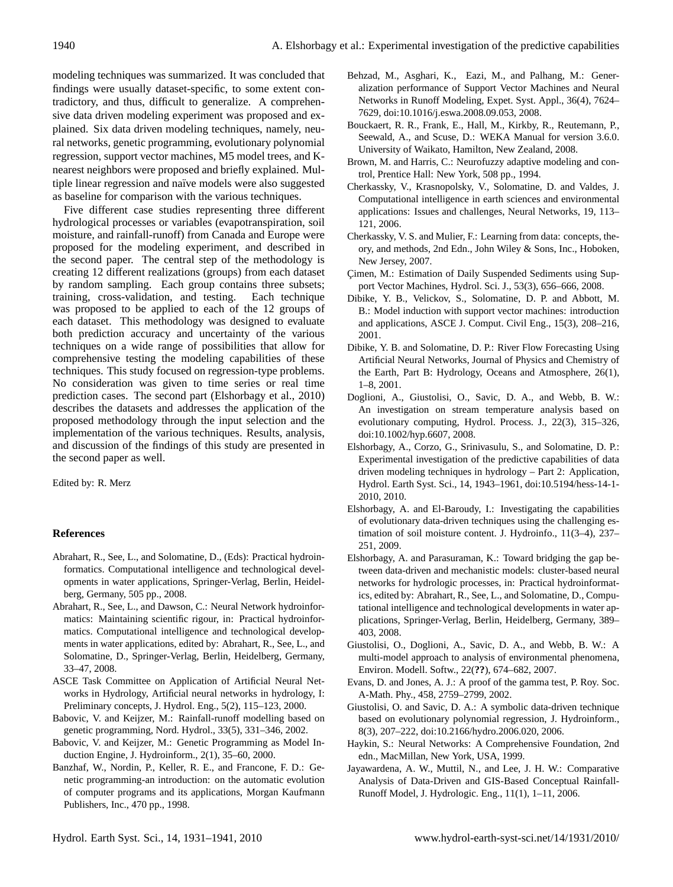modeling techniques was summarized. It was concluded that findings were usually dataset-specific, to some extent contradictory, and thus, difficult to generalize. A comprehensive data driven modeling experiment was proposed and explained. Six data driven modeling techniques, namely, neural networks, genetic programming, evolutionary polynomial regression, support vector machines, M5 model trees, and K-nearest neighbors were proposed and briefly explained. Multiple linear regression and naïve models were also suggested as baseline for comparison with the various techniques.

Five different case studies representing three different hydrological processes or variables (evapotranspiration, soil moisture, and rainfall-runoff) from Canada and Europe were proposed for the modeling experiment, and described in the second paper. The central step of the methodology is creating 12 different realizations (groups) from each dataset by random sampling. Each group contains three subsets; training, cross-validation, and testing. Each technique was proposed to be applied to each of the 12 groups of each dataset. This methodology was designed to evaluate both prediction accuracy and uncertainty of the various techniques on a wide range of possibilities that allow for comprehensive testing the modeling capabilities of these techniques. This study focused on regression-type problems. No consideration was given to time series or real time prediction cases. The second part (Elshorbagy et al., 2010) describes the datasets and addresses the application of the proposed methodology through the input selection and the implementation of the various techniques. Results, analysis, and discussion of the findings of this study are presented in the second paper as well.

Edited by: R. Merz

## References

- Abrahart, R., See, L., and Solomatine, D., (Eds): Practical hydroinformatics. Computational intelligence and technological developments in water applications, Springer-Verlag, Berlin, Heidelberg, Germany, 505 pp., 2008.
- Abrahart, R., See, L., and Dawson, C.: Neural Network hydroinformatics: Maintaining scientific rigour, in: Practical hydroinformatics. Computational intelligence and technological developments in water applications, edited by: Abrahart, R., See, L., and Solomatine, D., Springer-Verlag, Berlin, Heidelberg, Germany, 33–47, 2008.
- ASCE Task Committee on Application of Artificial Neural Networks in Hydrology, Artificial neural networks in hydrology, I: Preliminary concepts, J. Hydrol. Eng., 5(2), 115–123, 2000.
- Babovic, V. and Keijzer, M.: Rainfall-runoff modelling based on genetic programming, Nord. Hydrol., 33(5), 331–346, 2002.
- Babovic, V. and Keijzer, M.: Genetic Programming as Model Induction Engine, J. Hydroinform., 2(1), 35–60, 2000.
- Banzhaf, W., Nordin, P., Keller, R. E., and Francone, F. D.: Genetic programming-an introduction: on the automatic evolution of computer programs and its applications, Morgan Kaufmann Publishers, Inc., 470 pp., 1998.
- Behzad, M., Asghari, K., Eazi, M., and Palhang, M.: Generalization performance of Support Vector Machines and Neural Networks in Runoff Modeling, Expet. Syst. Appl., 36(4), 7624–7629, doi:10.1016/j.eswa.2008.09.053, 2008.
- Bouckaert, R. R., Frank, E., Hall, M., Kirkby, R., Reutemann, P., Seewald, A., and Scuse, D.: WEKA Manual for version 3.6.0. University of Waikato, Hamilton, New Zealand, 2008.
- Brown, M. and Harris, C.: Neurofuzzy adaptive modeling and control, Prentice Hall: New York, 508 pp., 1994.
- Cherkassky, V., Krasnopolsky, V., Solomatine, D. and Valdes, J. Computational intelligence in earth sciences and environmental applications: Issues and challenges, Neural Networks, 19, 113–121, 2006.
- Cherkassky, V. S. and Mulier, F.: Learning from data: concepts, theory, and methods, 2nd Edn., John Wiley & Sons, Inc., Hoboken, New Jersey, 2007.
- Çimen, M.: Estimation of Daily Suspended Sediments using Support Vector Machines, Hydrol. Sci. J., 53(3), 656–666, 2008.
- Dibike, Y. B., Velickov, S., Solomatine, D. P. and Abbott, M. B.: Model induction with support vector machines: introduction and applications, ASCE J. Comput. Civil Eng., 15(3), 208–216, 2001.
- Dibike, Y. B. and Solomatine, D. P.: River Flow Forecasting Using Artificial Neural Networks, Journal of Physics and Chemistry of the Earth, Part B: Hydrology, Oceans and Atmosphere, 26(1), 1–8, 2001.
- Doglioni, A., Giustolisi, O., Savic, D. A., and Webb, B. W.: An investigation on stream temperature analysis based on evolutionary computing, Hydrol. Process. J., 22(3), 315–326, doi:10.1002/hyp.6607, 2008.
- Elshorbagy, A., Corzo, G., Srinivasulu, S., and Solomatine, D. P.: Experimental investigation of the predictive capabilities of data driven modeling techniques in hydrology – Part 2: Application, Hydrol. Earth Syst. Sci., 14, 1943–1961, doi:10.5194/hess-14-1-2010, 2010.
- Elshorbagy, A. and El-Baroudy, I.: Investigating the capabilities of evolutionary data-driven techniques using the challenging estimation of soil moisture content. J. Hydroinfo., 11(3–4), 237–251, 2009.
- Elshorbagy, A. and Parasuraman, K.: Toward bridging the gap between data-driven and mechanistic models: cluster-based neural networks for hydrologic processes, in: Practical hydroinformatics, edited by: Abrahart, R., See, L., and Solomatine, D., Computational intelligence and technological developments in water applications, Springer-Verlag, Berlin, Heidelberg, Germany, 389–403, 2008.
- Giustolisi, O., Doglioni, A., Savic, D. A., and Webb, B. W.: A multi-model approach to analysis of environmental phenomena, Environ. Modell. Softw., 22(**??**), 674–682, 2007.
- Evans, D. and Jones, A. J.: A proof of the gamma test, P. Roy. Soc. A-Math. Phy., 458, 2759–2799, 2002.
- Giustolisi, O. and Savic, D. A.: A symbolic data-driven technique based on evolutionary polynomial regression, J. Hydroinform., 8(3), 207–222, doi:10.2166/hydro.2006.020, 2006.
- Haykin, S.: Neural Networks: A Comprehensive Foundation, 2nd edn., MacMillan, New York, USA, 1999.
- Jayawardena, A. W., Muttil, N., and Lee, J. H. W.: Comparative Analysis of Data-Driven and GIS-Based Conceptual Rainfall-Runoff Model, J. Hydrologic. Eng., 11(1), 1–11, 2006.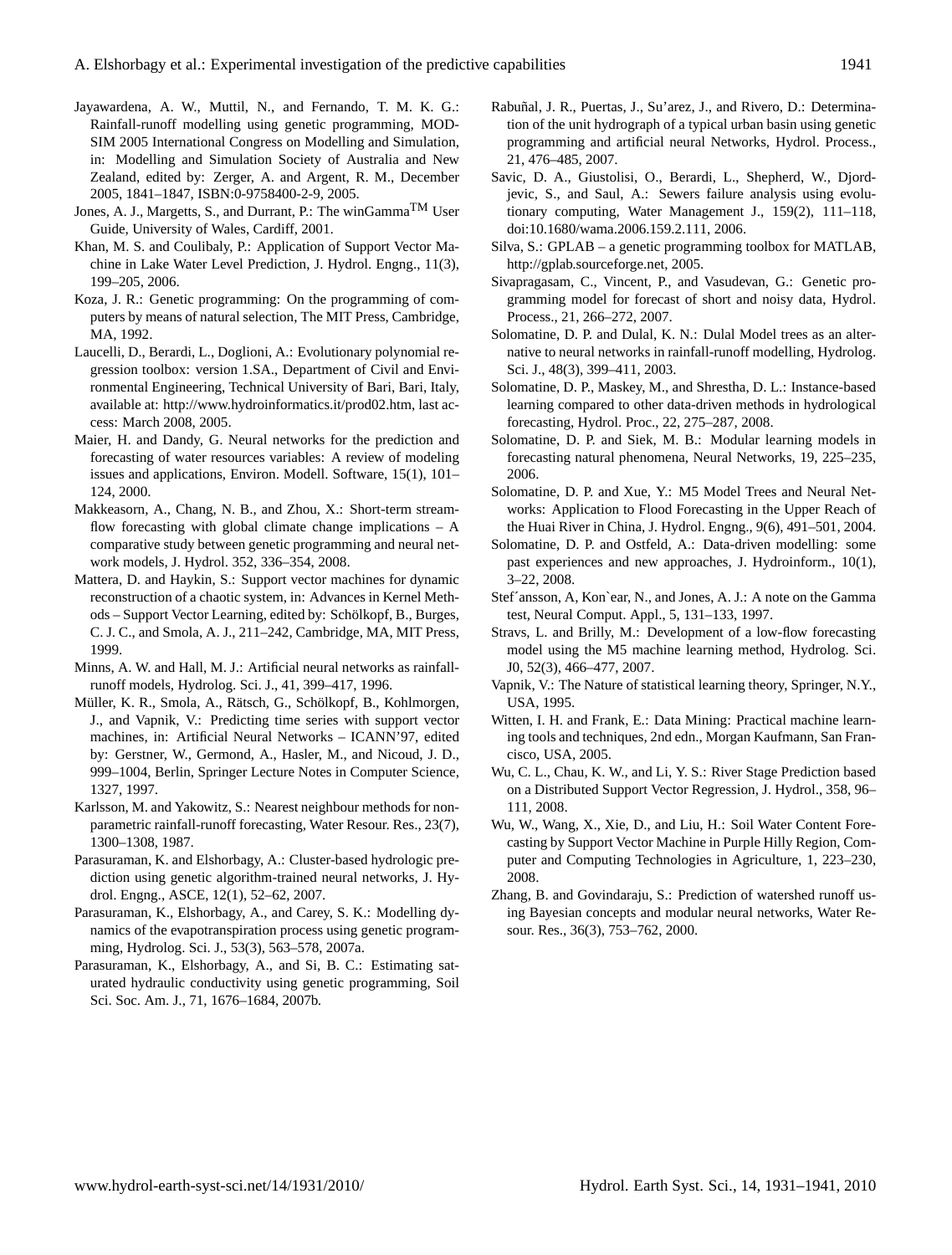Jayawardena, A. W., Muttil, N., and Fernando, T. M. K. G.: Rainfall-runoff modelling using genetic programming, MODSIM 2005 International Congress on Modelling and Simulation, in: Modelling and Simulation Society of Australia and New Zealand, edited by: Zerger, A. and Argent, R. M., December 2005, 1841–1847, ISBN:0-9758400-2-9, 2005.

Jones, A. J., Margetts, S., and Durrant, P.: The winGamma$^{TM}$ User Guide, University of Wales, Cardiff, 2001.

Khan, M. S. and Coulibaly, P.: Application of Support Vector Machine in Lake Water Level Prediction, J. Hydrol. Engng., 11(3), 199–205, 2006.

Koza, J. R.: Genetic programming: On the programming of computers by means of natural selection, The MIT Press, Cambridge, MA, 1992.

Laucelli, D., Berardi, L., Doglioni, A.: Evolutionary polynomial regression toolbox: version 1.SA., Department of Civil and Environmental Engineering, Technical University of Bari, Bari, Italy, available at: http://www.hydroinformatics.it/prod02.htm, last access: March 2008, 2005.

Maier, H. and Dandy, G. Neural networks for the prediction and forecasting of water resources variables: A review of modeling issues and applications, Environ. Modell. Software, 15(1), 101–124, 2000.

Makkeasorn, A., Chang, N. B., and Zhou, X.: Short-term streamflow forecasting with global climate change implications – A comparative study between genetic programming and neural network models, J. Hydrol. 352, 336–354, 2008.

Mattera, D. and Haykin, S.: Support vector machines for dynamic reconstruction of a chaotic system, in: Advances in Kernel Methods – Support Vector Learning, edited by: Schölkopf, B., Burges, C. J. C., and Smola, A. J., 211–242, Cambridge, MA, MIT Press, 1999.

Minns, A. W. and Hall, M. J.: Artificial neural networks as rainfall-runoff models, Hydrolog. Sci. J., 41, 399–417, 1996.

Müller, K. R., Smola, A., Rätsch, G., Schölkopf, B., Kohlmorgen, J., and Vapnik, V.: Predicting time series with support vector machines, in: Artificial Neural Networks – ICANN'97, edited by: Gerstner, W., Germond, A., Hasler, M., and Nicoud, J. D., 999–1004, Berlin, Springer Lecture Notes in Computer Science, 1327, 1997.

Karlsson, M. and Yakowitz, S.: Nearest neighbour methods for non-parametric rainfall-runoff forecasting, Water Resour. Res., 23(7), 1300–1308, 1987.

Parasuraman, K. and Elshorbagy, A.: Cluster-based hydrologic prediction using genetic algorithm-trained neural networks, J. Hydrol. Engng., ASCE, 12(1), 52–62, 2007.

Parasuraman, K., Elshorbagy, A., and Carey, S. K.: Modelling dynamics of the evapotranspiration process using genetic programming, Hydrolog. Sci. J., 53(3), 563–578, 2007a.

Parasuraman, K., Elshorbagy, A., and Si, B. C.: Estimating saturated hydraulic conductivity using genetic programming, Soil Sci. Soc. Am. J., 71, 1676–1684, 2007b.

Rabuñal, J. R., Puertas, J., Su'arez, J., and Rivero, D.: Determination of the unit hydrograph of a typical urban basin using genetic programming and artificial neural Networks, Hydrol. Process., 21, 476–485, 2007.

Savic, D. A., Giustolisi, O., Berardi, L., Shepherd, W., Djordjevic, S., and Saul, A.: Sewers failure analysis using evolutionary computing, Water Management J., 159(2), 111–118, doi:10.1680/wama.2006.159.2.111, 2006.

Silva, S.: GPLAB – a genetic programming toolbox for MATLAB, http://gplab.sourceforge.net, 2005.

Sivapragasam, C., Vincent, P., and Vasudevan, G.: Genetic programming model for forecast of short and noisy data, Hydrol. Process., 21, 266–272, 2007.

Solomatine, D. P. and Dulal, K. N.: Dulal Model trees as an alternative to neural networks in rainfall-runoff modelling, Hydrolog. Sci. J., 48(3), 399–411, 2003.

Solomatine, D. P., Maskey, M., and Shrestha, D. L.: Instance-based learning compared to other data-driven methods in hydrological forecasting, Hydrol. Proc., 22, 275–287, 2008.

Solomatine, D. P. and Siek, M. B.: Modular learning models in forecasting natural phenomena, Neural Networks, 19, 225–235, 2006.

Solomatine, D. P. and Xue, Y.: M5 Model Trees and Neural Networks: Application to Flood Forecasting in the Upper Reach of the Huai River in China, J. Hydrol. Engng., 9(6), 491–501, 2004.

Solomatine, D. P. and Ostfeld, A.: Data-driven modelling: some past experiences and new approaches, J. Hydroinform., 10(1), 3–22, 2008.

Stef´ansson, A, Kon`ear, N., and Jones, A. J.: A note on the Gamma test, Neural Comput. Appl., 5, 131–133, 1997.

Stravs, L. and Brilly, M.: Development of a low-flow forecasting model using the M5 machine learning method, Hydrolog. Sci. J0, 52(3), 466–477, 2007.

Vapnik, V.: The Nature of statistical learning theory, Springer, N.Y., USA, 1995.

Witten, I. H. and Frank, E.: Data Mining: Practical machine learning tools and techniques, 2nd edn., Morgan Kaufmann, San Francisco, USA, 2005.

Wu, C. L., Chau, K. W., and Li, Y. S.: River Stage Prediction based on a Distributed Support Vector Regression, J. Hydrol., 358, 96–111, 2008.

Wu, W., Wang, X., Xie, D., and Liu, H.: Soil Water Content Forecasting by Support Vector Machine in Purple Hilly Region, Computer and Computing Technologies in Agriculture, 1, 223–230, 2008.

Zhang, B. and Govindaraju, S.: Prediction of watershed runoff using Bayesian concepts and modular neural networks, Water Resour. Res., 36(3), 753–762, 2000.